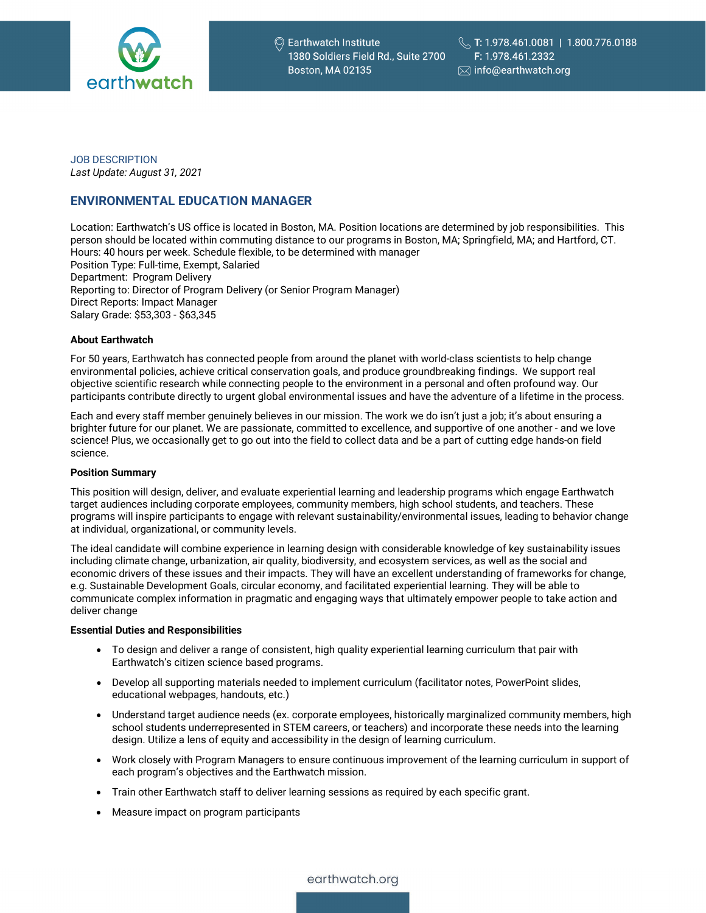Earthwatch Institute
1380 Soldiers Field Rd., Suite 2700
Boston, MA 02135

T: 1.978.461.0081 | 1.800.776.0188
F: 1.978.461.2332
info@earthwatch.org

JOB DESCRIPTION
*Last Update: August 31, 2021*

## ENVIRONMENTAL EDUCATION MANAGER

Location: Earthwatch's US office is located in Boston, MA. Position locations are determined by job responsibilities. This person should be located within commuting distance to our programs in Boston, MA; Springfield, MA; and Hartford, CT.
Hours: 40 hours per week. Schedule flexible, to be determined with manager
Position Type: Full-time, Exempt, Salaried
Department: Program Delivery
Reporting to: Director of Program Delivery (or Senior Program Manager)
Direct Reports: Impact Manager
Salary Grade: $53,303 - $63,345

**About Earthwatch**

For 50 years, Earthwatch has connected people from around the planet with world-class scientists to help change environmental policies, achieve critical conservation goals, and produce groundbreaking findings. We support real objective scientific research while connecting people to the environment in a personal and often profound way. Our participants contribute directly to urgent global environmental issues and have the adventure of a lifetime in the process.

Each and every staff member genuinely believes in our mission. The work we do isn't just a job; it's about ensuring a brighter future for our planet. We are passionate, committed to excellence, and supportive of one another - and we love science! Plus, we occasionally get to go out into the field to collect data and be a part of cutting edge hands-on field science.

**Position Summary**

This position will design, deliver, and evaluate experiential learning and leadership programs which engage Earthwatch target audiences including corporate employees, community members, high school students, and teachers. These programs will inspire participants to engage with relevant sustainability/environmental issues, leading to behavior change at individual, organizational, or community levels.

The ideal candidate will combine experience in learning design with considerable knowledge of key sustainability issues including climate change, urbanization, air quality, biodiversity, and ecosystem services, as well as the social and economic drivers of these issues and their impacts. They will have an excellent understanding of frameworks for change, e.g. Sustainable Development Goals, circular economy, and facilitated experiential learning. They will be able to communicate complex information in pragmatic and engaging ways that ultimately empower people to take action and deliver change

**Essential Duties and Responsibilities**

- To design and deliver a range of consistent, high quality experiential learning curriculum that pair with Earthwatch's citizen science based programs.
- Develop all supporting materials needed to implement curriculum (facilitator notes, PowerPoint slides, educational webpages, handouts, etc.)
- Understand target audience needs (ex. corporate employees, historically marginalized community members, high school students underrepresented in STEM careers, or teachers) and incorporate these needs into the learning design. Utilize a lens of equity and accessibility in the design of learning curriculum.
- Work closely with Program Managers to ensure continuous improvement of the learning curriculum in support of each program's objectives and the Earthwatch mission.
- Train other Earthwatch staff to deliver learning sessions as required by each specific grant.
- Measure impact on program participants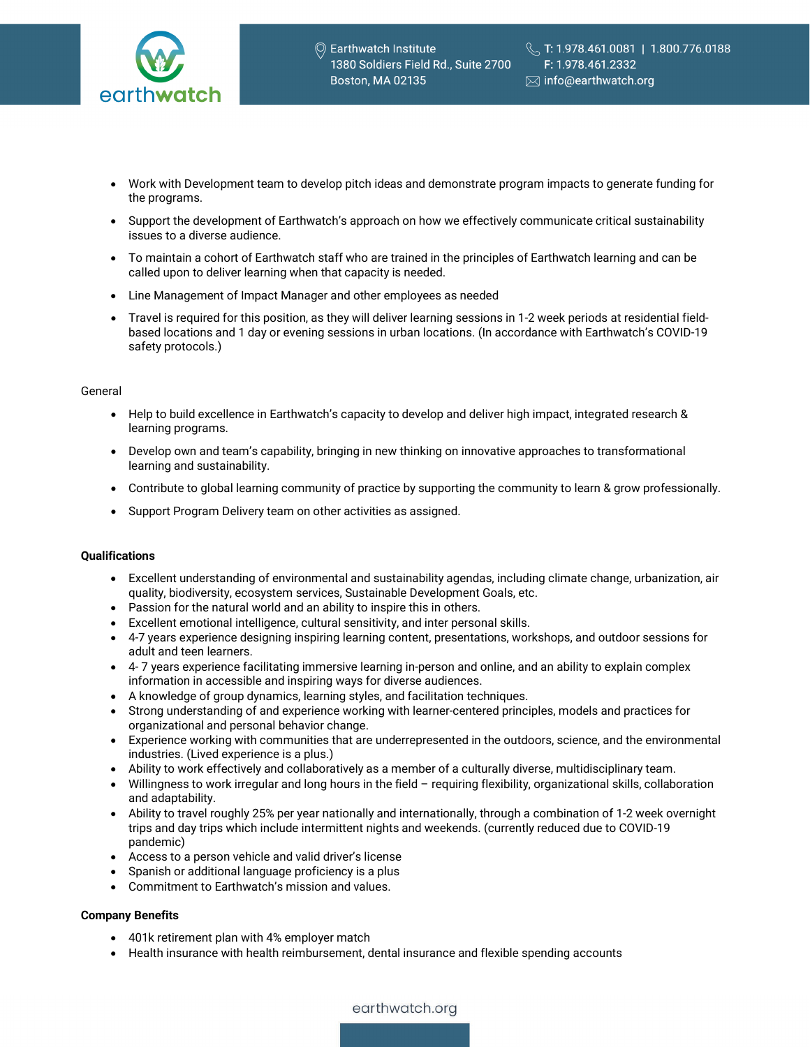- Work with Development team to develop pitch ideas and demonstrate program impacts to generate funding for the programs.
- Support the development of Earthwatch's approach on how we effectively communicate critical sustainability issues to a diverse audience.
- To maintain a cohort of Earthwatch staff who are trained in the principles of Earthwatch learning and can be called upon to deliver learning when that capacity is needed.
- Line Management of Impact Manager and other employees as needed
- Travel is required for this position, as they will deliver learning sessions in 1-2 week periods at residential field-based locations and 1 day or evening sessions in urban locations. (In accordance with Earthwatch's COVID-19 safety protocols.)

General

- Help to build excellence in Earthwatch's capacity to develop and deliver high impact, integrated research & learning programs.
- Develop own and team's capability, bringing in new thinking on innovative approaches to transformational learning and sustainability.
- Contribute to global learning community of practice by supporting the community to learn & grow professionally.
- Support Program Delivery team on other activities as assigned.

**Qualifications**

- Excellent understanding of environmental and sustainability agendas, including climate change, urbanization, air quality, biodiversity, ecosystem services, Sustainable Development Goals, etc.
- Passion for the natural world and an ability to inspire this in others.
- Excellent emotional intelligence, cultural sensitivity, and inter personal skills.
- 4-7 years experience designing inspiring learning content, presentations, workshops, and outdoor sessions for adult and teen learners.
- 4- 7 years experience facilitating immersive learning in-person and online, and an ability to explain complex information in accessible and inspiring ways for diverse audiences.
- A knowledge of group dynamics, learning styles, and facilitation techniques.
- Strong understanding of and experience working with learner-centered principles, models and practices for organizational and personal behavior change.
- Experience working with communities that are underrepresented in the outdoors, science, and the environmental industries. (Lived experience is a plus.)
- Ability to work effectively and collaboratively as a member of a culturally diverse, multidisciplinary team.
- Willingness to work irregular and long hours in the field – requiring flexibility, organizational skills, collaboration and adaptability.
- Ability to travel roughly 25% per year nationally and internationally, through a combination of 1-2 week overnight trips and day trips which include intermittent nights and weekends. (currently reduced due to COVID-19 pandemic)
- Access to a person vehicle and valid driver's license
- Spanish or additional language proficiency is a plus
- Commitment to Earthwatch's mission and values.

**Company Benefits**

- 401k retirement plan with 4% employer match
- Health insurance with health reimbursement, dental insurance and flexible spending accounts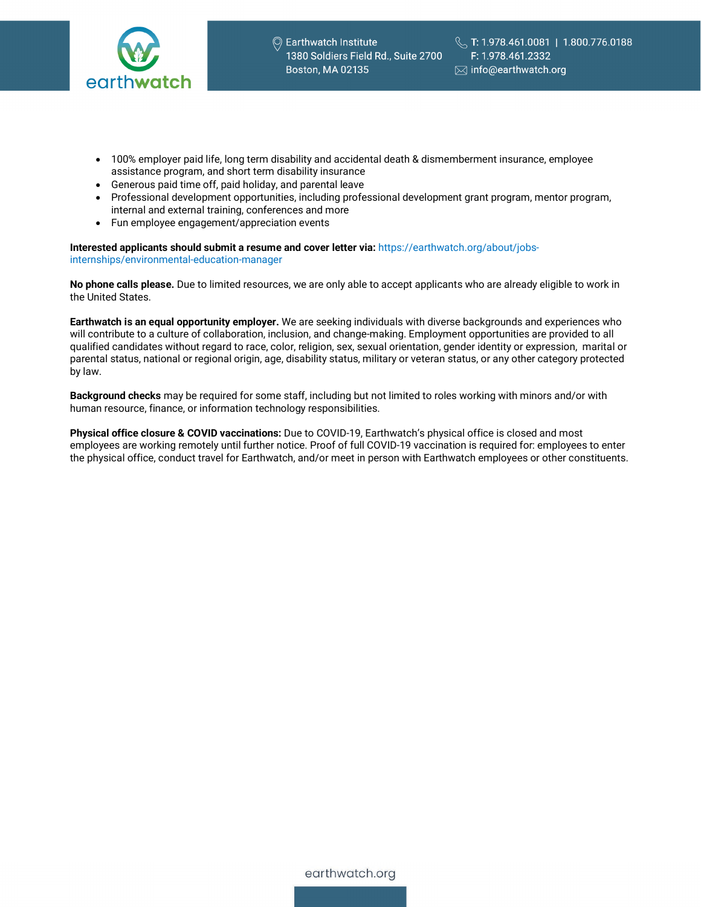- 100% employer paid life, long term disability and accidental death & dismemberment insurance, employee assistance program, and short term disability insurance
- Generous paid time off, paid holiday, and parental leave
- Professional development opportunities, including professional development grant program, mentor program, internal and external training, conferences and more
- Fun employee engagement/appreciation events

**Interested applicants should submit a resume and cover letter via:** https://earthwatch.org/about/jobs-internships/environmental-education-manager

**No phone calls please.** Due to limited resources, we are only able to accept applicants who are already eligible to work in the United States.

**Earthwatch is an equal opportunity employer.** We are seeking individuals with diverse backgrounds and experiences who will contribute to a culture of collaboration, inclusion, and change-making. Employment opportunities are provided to all qualified candidates without regard to race, color, religion, sex, sexual orientation, gender identity or expression, marital or parental status, national or regional origin, age, disability status, military or veteran status, or any other category protected by law.

**Background checks** may be required for some staff, including but not limited to roles working with minors and/or with human resource, finance, or information technology responsibilities.

**Physical office closure & COVID vaccinations:** Due to COVID-19, Earthwatch's physical office is closed and most employees are working remotely until further notice. Proof of full COVID-19 vaccination is required for: employees to enter the physical office, conduct travel for Earthwatch, and/or meet in person with Earthwatch employees or other constituents.